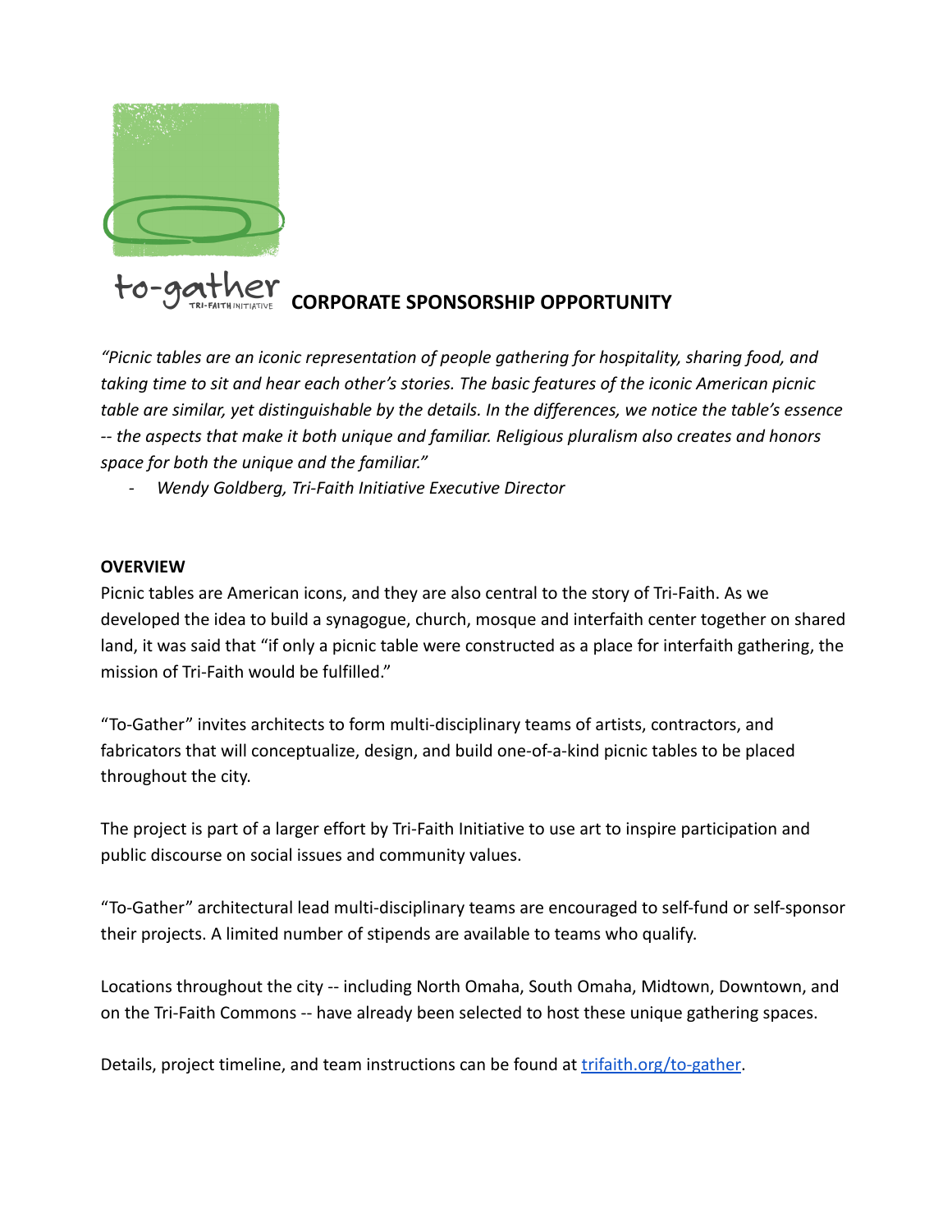to-gather
TRI-FAITH INITIATIVE

# CORPORATE SPONSORSHIP OPPORTUNITY

*"Picnic tables are an iconic representation of people gathering for hospitality, sharing food, and taking time to sit and hear each other's stories. The basic features of the iconic American picnic table are similar, yet distinguishable by the details. In the differences, we notice the table's essence -- the aspects that make it both unique and familiar. Religious pluralism also creates and honors space for both the unique and the familiar."*

- *Wendy Goldberg, Tri-Faith Initiative Executive Director*

**OVERVIEW**

Picnic tables are American icons, and they are also central to the story of Tri-Faith. As we developed the idea to build a synagogue, church, mosque and interfaith center together on shared land, it was said that "if only a picnic table were constructed as a place for interfaith gathering, the mission of Tri-Faith would be fulfilled."

"To-Gather" invites architects to form multi-disciplinary teams of artists, contractors, and fabricators that will conceptualize, design, and build one-of-a-kind picnic tables to be placed throughout the city.

The project is part of a larger effort by Tri-Faith Initiative to use art to inspire participation and public discourse on social issues and community values.

"To-Gather" architectural lead multi-disciplinary teams are encouraged to self-fund or self-sponsor their projects. A limited number of stipends are available to teams who qualify.

Locations throughout the city -- including North Omaha, South Omaha, Midtown, Downtown, and on the Tri-Faith Commons -- have already been selected to host these unique gathering spaces.

Details, project timeline, and team instructions can be found at [trifaith.org/to-gather](https://trifaith.org/to-gather).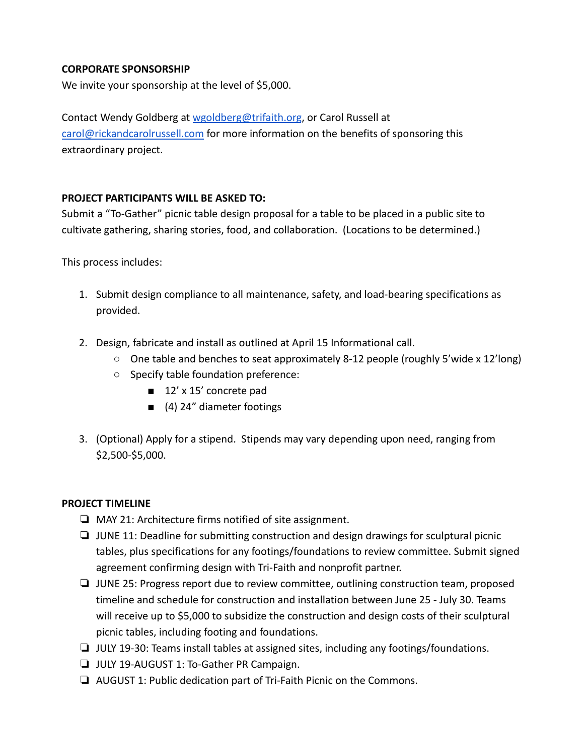**CORPORATE SPONSORSHIP**

We invite your sponsorship at the level of $5,000.

Contact Wendy Goldberg at wgoldberg@trifaith.org, or Carol Russell at carol@rickandcarolrussell.com for more information on the benefits of sponsoring this extraordinary project.

**PROJECT PARTICIPANTS WILL BE ASKED TO:**

Submit a "To-Gather" picnic table design proposal for a table to be placed in a public site to cultivate gathering, sharing stories, food, and collaboration. (Locations to be determined.)

This process includes:

1. Submit design compliance to all maintenance, safety, and load-bearing specifications as provided.
2. Design, fabricate and install as outlined at April 15 Informational call.
   - One table and benches to seat approximately 8-12 people (roughly 5'wide x 12'long)
   - Specify table foundation preference:
     - 12' x 15' concrete pad
     - (4) 24" diameter footings
3. (Optional) Apply for a stipend. Stipends may vary depending upon need, ranging from $2,500-$5,000.

**PROJECT TIMELINE**

- MAY 21: Architecture firms notified of site assignment.
- JUNE 11: Deadline for submitting construction and design drawings for sculptural picnic tables, plus specifications for any footings/foundations to review committee. Submit signed agreement confirming design with Tri-Faith and nonprofit partner.
- JUNE 25: Progress report due to review committee, outlining construction team, proposed timeline and schedule for construction and installation between June 25 - July 30. Teams will receive up to $5,000 to subsidize the construction and design costs of their sculptural picnic tables, including footing and foundations.
- JULY 19-30: Teams install tables at assigned sites, including any footings/foundations.
- JULY 19-AUGUST 1: To-Gather PR Campaign.
- AUGUST 1: Public dedication part of Tri-Faith Picnic on the Commons.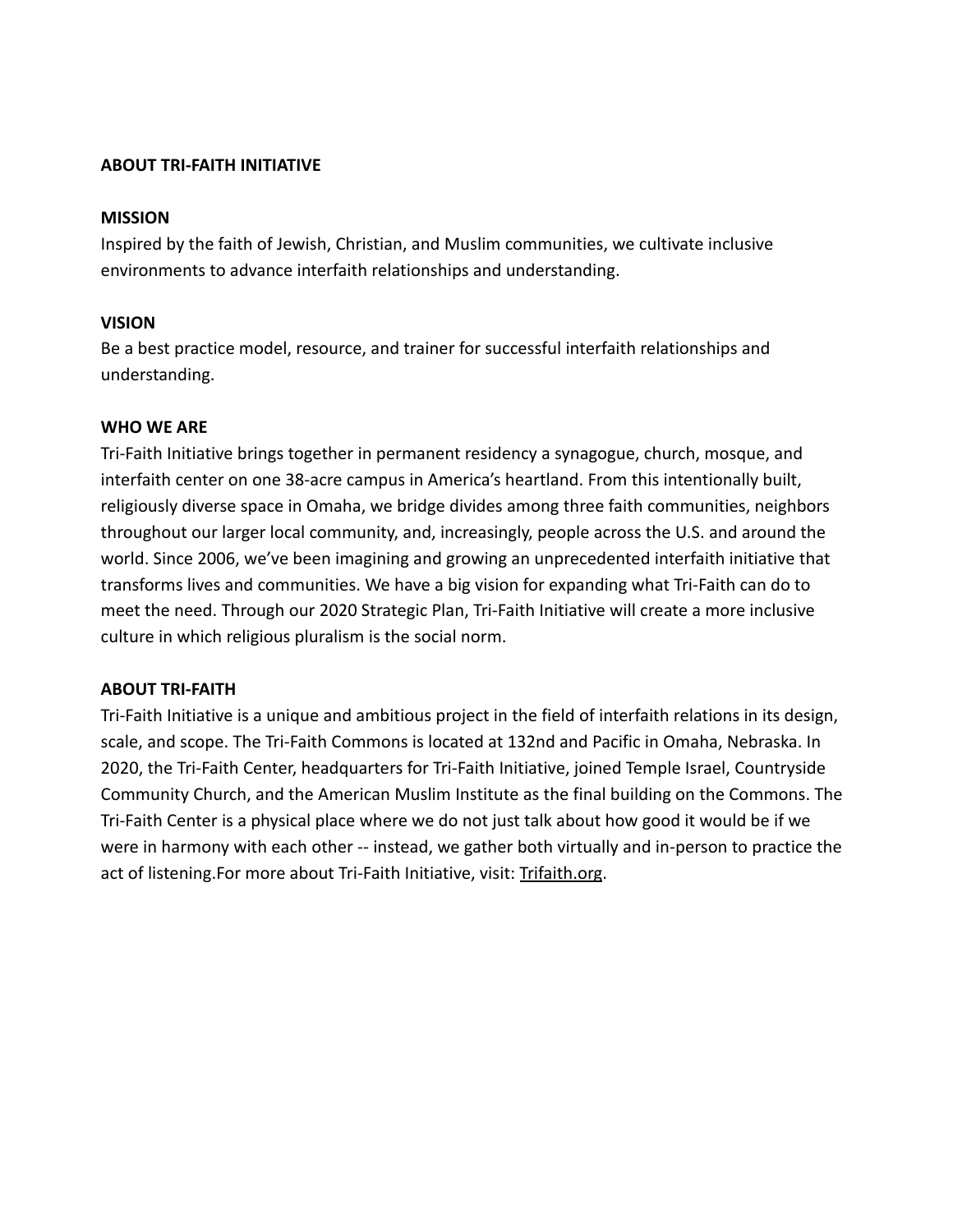## ABOUT TRI-FAITH INITIATIVE

### MISSION

Inspired by the faith of Jewish, Christian, and Muslim communities, we cultivate inclusive environments to advance interfaith relationships and understanding.

### VISION

Be a best practice model, resource, and trainer for successful interfaith relationships and understanding.

### WHO WE ARE

Tri-Faith Initiative brings together in permanent residency a synagogue, church, mosque, and interfaith center on one 38-acre campus in America's heartland. From this intentionally built, religiously diverse space in Omaha, we bridge divides among three faith communities, neighbors throughout our larger local community, and, increasingly, people across the U.S. and around the world. Since 2006, we've been imagining and growing an unprecedented interfaith initiative that transforms lives and communities. We have a big vision for expanding what Tri-Faith can do to meet the need. Through our 2020 Strategic Plan, Tri-Faith Initiative will create a more inclusive culture in which religious pluralism is the social norm.

### ABOUT TRI-FAITH

Tri-Faith Initiative is a unique and ambitious project in the field of interfaith relations in its design, scale, and scope. The Tri-Faith Commons is located at 132nd and Pacific in Omaha, Nebraska. In 2020, the Tri-Faith Center, headquarters for Tri-Faith Initiative, joined Temple Israel, Countryside Community Church, and the American Muslim Institute as the final building on the Commons. The Tri-Faith Center is a physical place where we do not just talk about how good it would be if we were in harmony with each other -- instead, we gather both virtually and in-person to practice the act of listening.For more about Tri-Faith Initiative, visit: Trifaith.org.